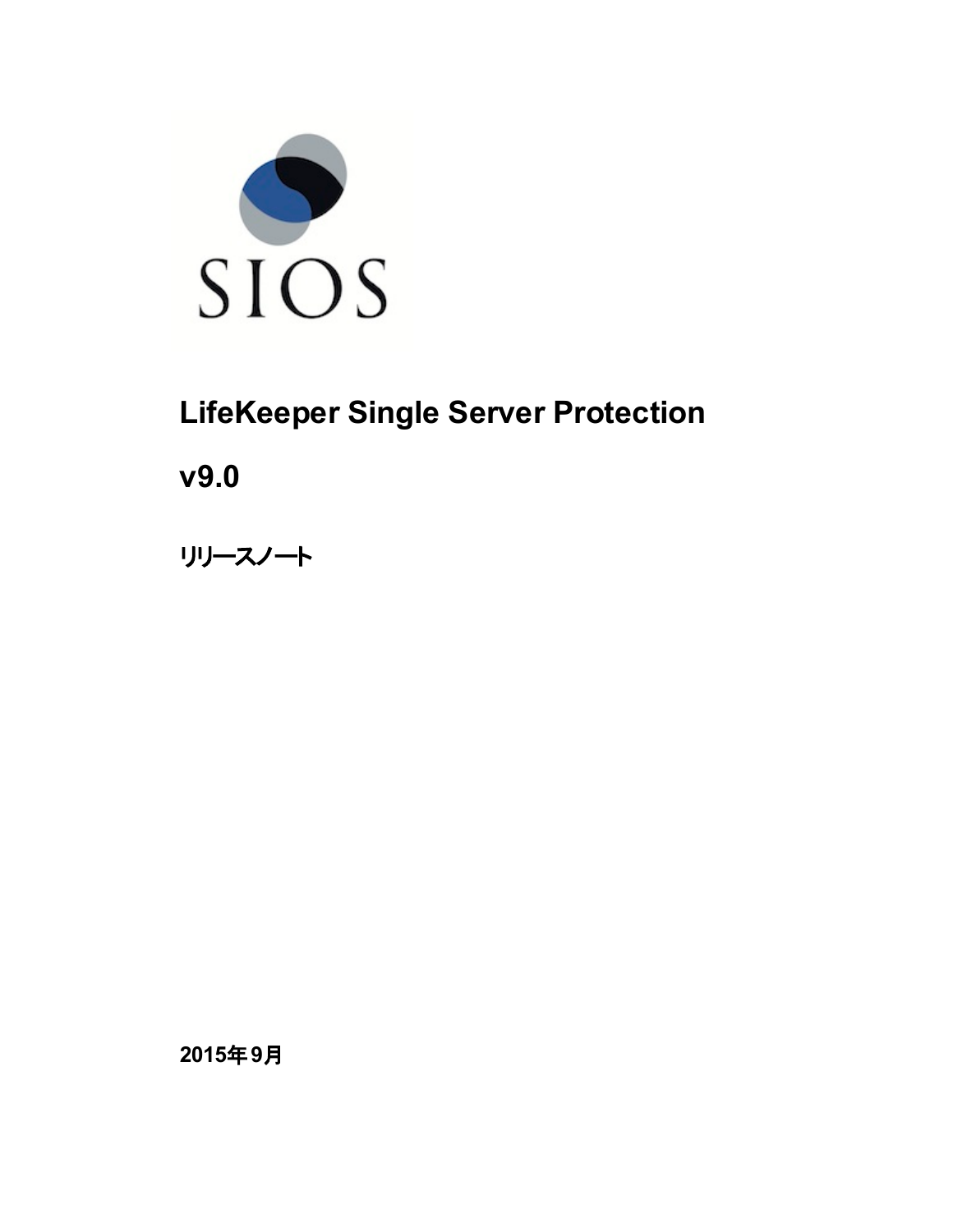SIOS

# LifeKeeper Single Server Protection

# v9.0

## リリースノート

2015年9月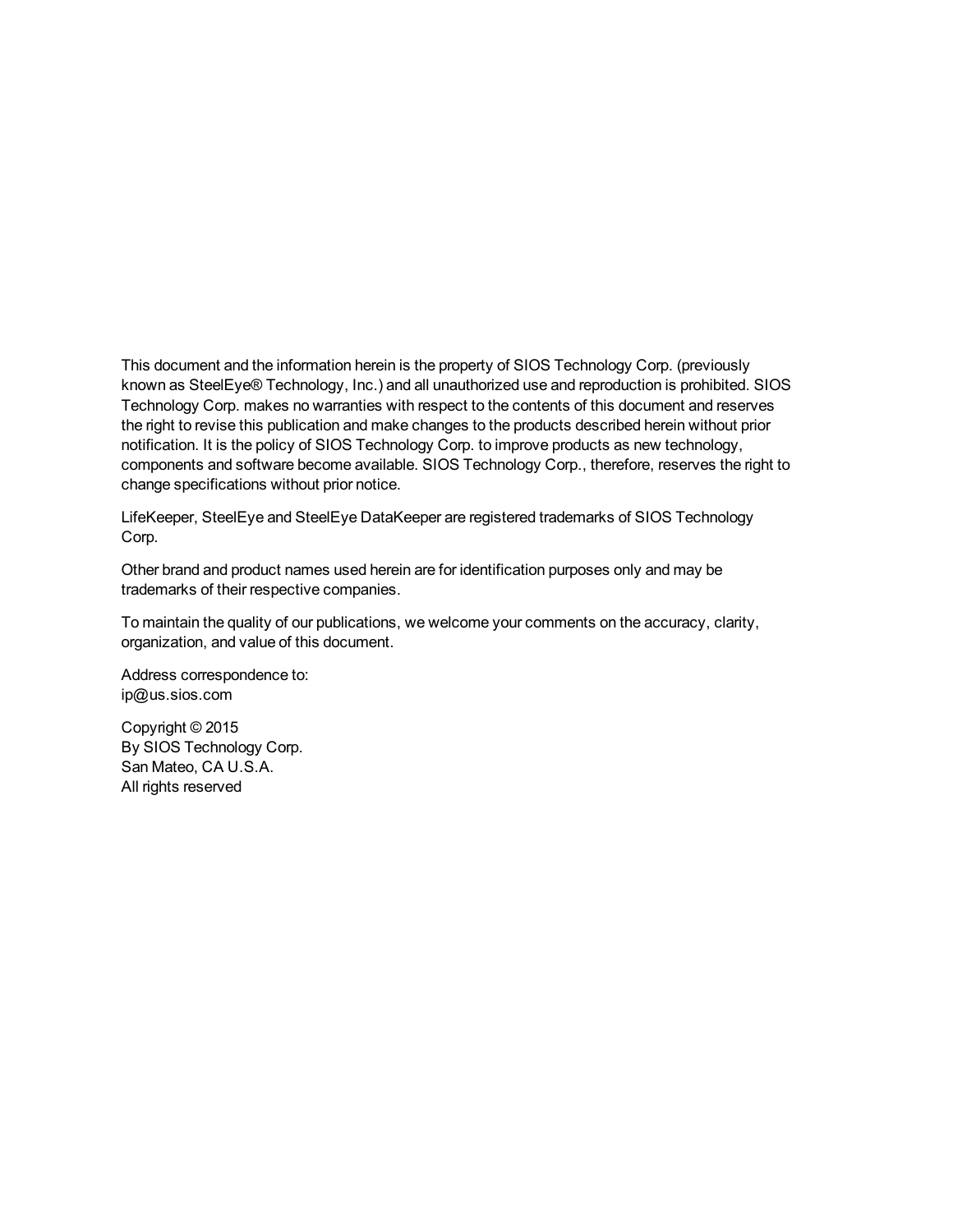This document and the information herein is the property of SIOS Technology Corp. (previously known as SteelEye® Technology, Inc.) and all unauthorized use and reproduction is prohibited. SIOS Technology Corp. makes no warranties with respect to the contents of this document and reserves the right to revise this publication and make changes to the products described herein without prior notification. It is the policy of SIOS Technology Corp. to improve products as new technology, components and software become available. SIOS Technology Corp., therefore, reserves the right to change specifications without prior notice.

LifeKeeper, SteelEye and SteelEye DataKeeper are registered trademarks of SIOS Technology Corp.

Other brand and product names used herein are for identification purposes only and may be trademarks of their respective companies.

To maintain the quality of our publications, we welcome your comments on the accuracy, clarity, organization, and value of this document.

Address correspondence to:
ip@us.sios.com

Copyright © 2015
By SIOS Technology Corp.
San Mateo, CA U.S.A.
All rights reserved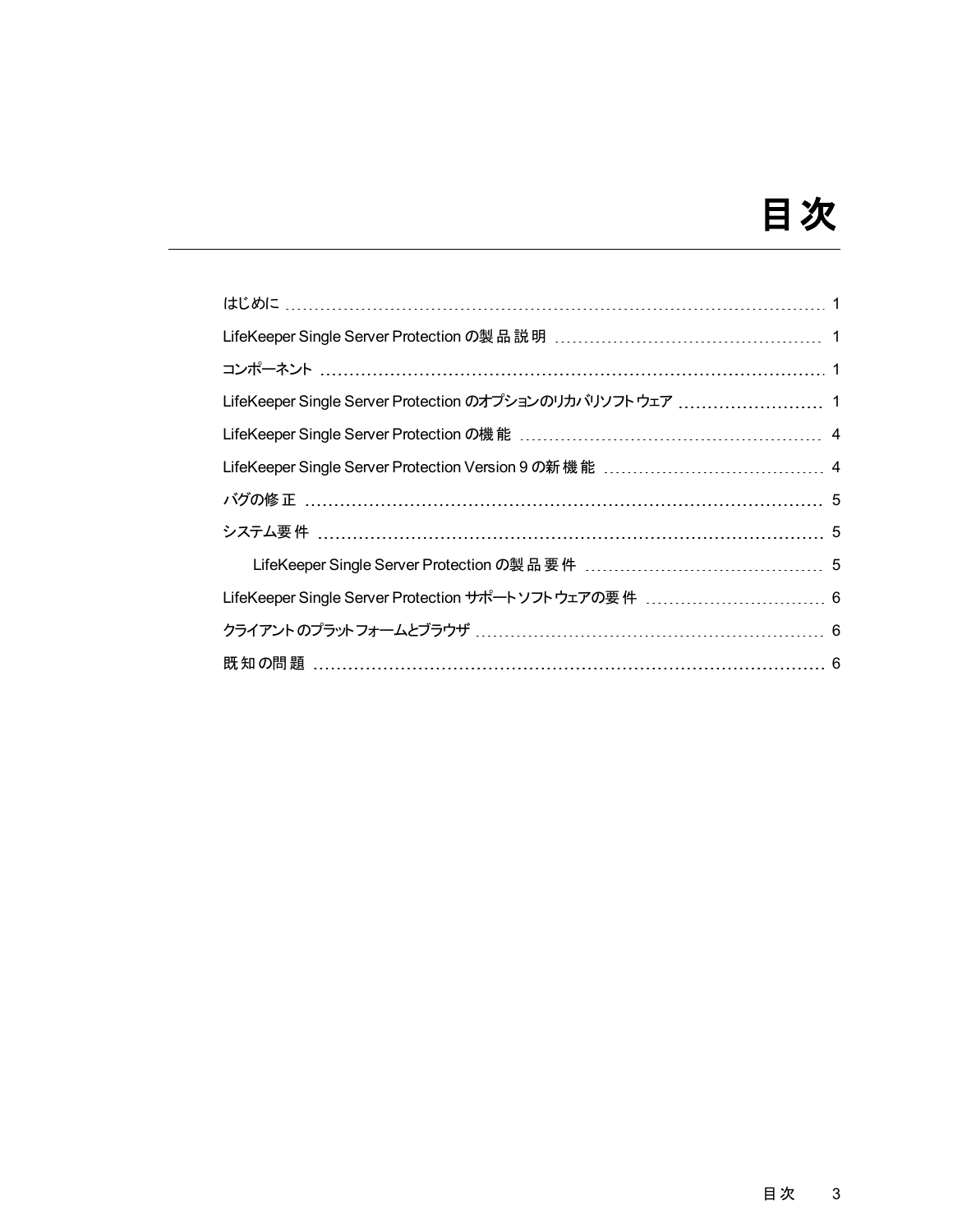# 目次

はじめに ..... 1

LifeKeeper Single Server Protection の製品説明 ..... 1

コンポーネント ..... 1

LifeKeeper Single Server Protection のオプションのリカバリソフトウェア ..... 1

LifeKeeper Single Server Protection の機能 ..... 4

LifeKeeper Single Server Protection Version 9 の新機能 ..... 4

バグの修正 ..... 5

システム要件 ..... 5

- LifeKeeper Single Server Protection の製品要件 ..... 5

LifeKeeper Single Server Protection サポートソフトウェアの要件 ..... 6

クライアントのプラットフォームとブラウザ ..... 6

既知の問題 ..... 6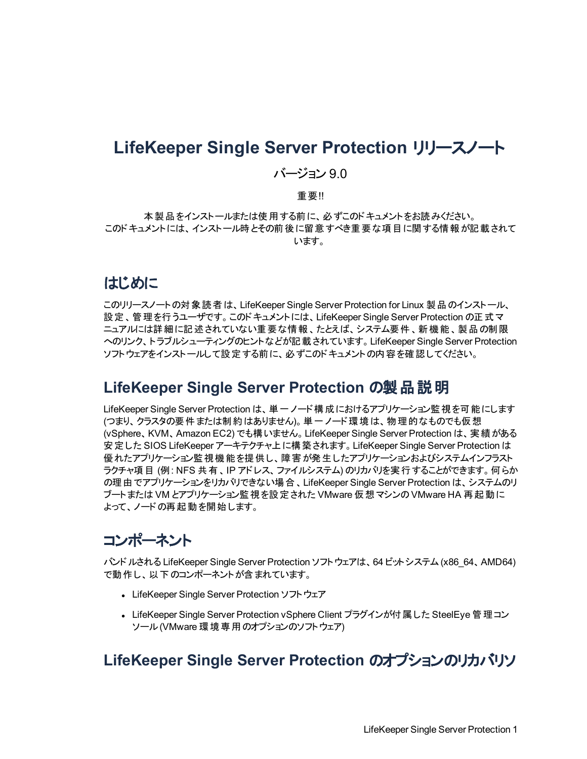# LifeKeeper Single Server Protection リリースノート

バージョン 9.0

重要!!

本製品をインストールまたは使用する前に、必ずこのドキュメントをお読みください。
このドキュメントには、インストール時とその前後に留意すべき重要な項目に関する情報が記載されています。

## はじめに

このリリースノートの対象読者は、LifeKeeper Single Server Protection for Linux 製品のインストール、設定、管理を行うユーザです。このドキュメントには、LifeKeeper Single Server Protection の正式マニュアルには詳細に記述されていない重要な情報、たとえば、システム要件、新機能、製品の制限へのリンク、トラブルシューティングのヒントなどが記載されています。LifeKeeper Single Server Protection ソフトウェアをインストールして設定する前に、必ずこのドキュメントの内容を確認してください。

## LifeKeeper Single Server Protection の製品説明

LifeKeeper Single Server Protection は、単一ノード構成におけるアプリケーション監視を可能にします (つまり、クラスタの要件または制約はありません)。単一ノード環境は、物理的なものでも仮想 (vSphere、KVM、Amazon EC2) でも構いません。LifeKeeper Single Server Protection は、実績がある安定した SIOS LifeKeeper アーキテクチャ上に構築されます。LifeKeeper Single Server Protection は優れたアプリケーション監視機能を提供し、障害が発生したアプリケーションおよびシステムインフラストラクチャ項目 (例: NFS 共有、IP アドレス、ファイルシステム) のリカバリを実行することができます。何らかの理由でアプリケーションをリカバリできない場合、LifeKeeper Single Server Protection は、システムのリブートまたは VM とアプリケーション監視を設定された VMware 仮想マシンの VMware HA 再起動によって、ノードの再起動を開始します。

## コンポーネント

バンドルされる LifeKeeper Single Server Protection ソフトウェアは、64 ビットシステム (x86_64、AMD64) で動作し、以下のコンポーネントが含まれています。

- LifeKeeper Single Server Protection ソフトウェア
- LifeKeeper Single Server Protection vSphere Client プラグインが付属した SteelEye 管理コンソール (VMware 環境専用のオプションのソフトウェア)

## LifeKeeper Single Server Protection のオプションのリカバリソ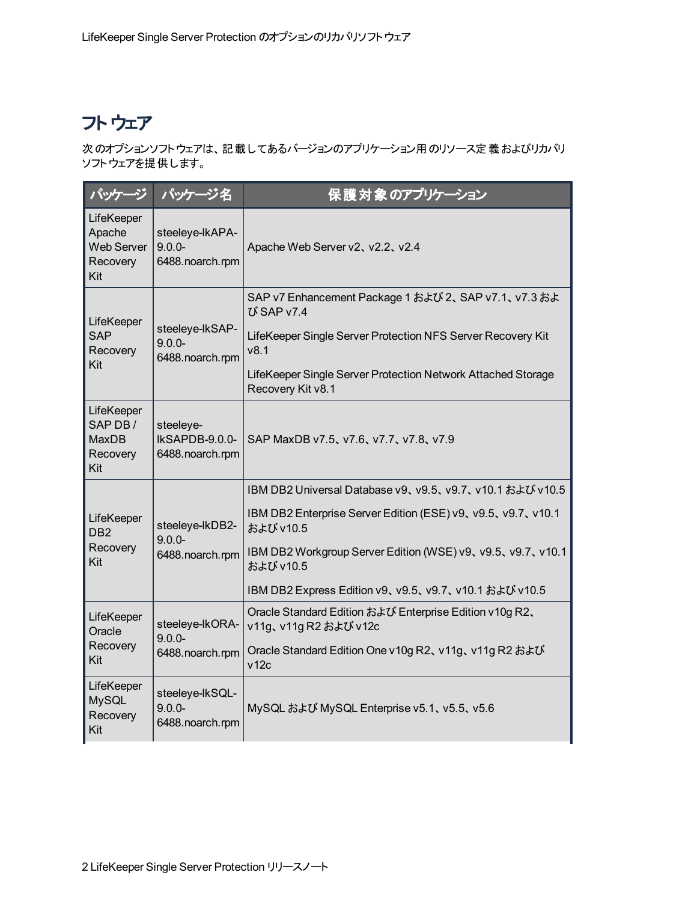# フトウェア

次のオプションソフトウェアは、記載してあるバージョンのアプリケーション用のリソース定義およびリカバリソフトウェアを提供します。

| パッケージ | パッケージ名 | 保護対象のアプリケーション |
|---|---|---|
| LifeKeeper Apache Web Server Recovery Kit | steeleye-lkAPA-9.0.0-6488.noarch.rpm | Apache Web Server v2、v2.2、v2.4 |
| LifeKeeper SAP Recovery Kit | steeleye-lkSAP-9.0.0-6488.noarch.rpm | SAP v7 Enhancement Package 1 および 2、SAP v7.1、v7.3 および SAP v7.4<br>LifeKeeper Single Server Protection NFS Server Recovery Kit v8.1<br>LifeKeeper Single Server Protection Network Attached Storage Recovery Kit v8.1 |
| LifeKeeper SAP DB / MaxDB Recovery Kit | steeleye-lkSAPDB-9.0.0-6488.noarch.rpm | SAP MaxDB v7.5、v7.6、v7.7、v7.8、v7.9 |
| LifeKeeper DB2 Recovery Kit | steeleye-lkDB2-9.0.0-6488.noarch.rpm | IBM DB2 Universal Database v9、v9.5、v9.7、v10.1 および v10.5<br>IBM DB2 Enterprise Server Edition (ESE) v9、v9.5、v9.7、v10.1 および v10.5<br>IBM DB2 Workgroup Server Edition (WSE) v9、v9.5、v9.7、v10.1 および v10.5<br>IBM DB2 Express Edition v9、v9.5、v9.7、v10.1 および v10.5 |
| LifeKeeper Oracle Recovery Kit | steeleye-lkORA-9.0.0-6488.noarch.rpm | Oracle Standard Edition および Enterprise Edition v10g R2、v11g、v11g R2 および v12c<br>Oracle Standard Edition One v10g R2、v11g、v11g R2 および v12c |
| LifeKeeper MySQL Recovery Kit | steeleye-lkSQL-9.0.0-6488.noarch.rpm | MySQL および MySQL Enterprise v5.1、v5.5、v5.6 |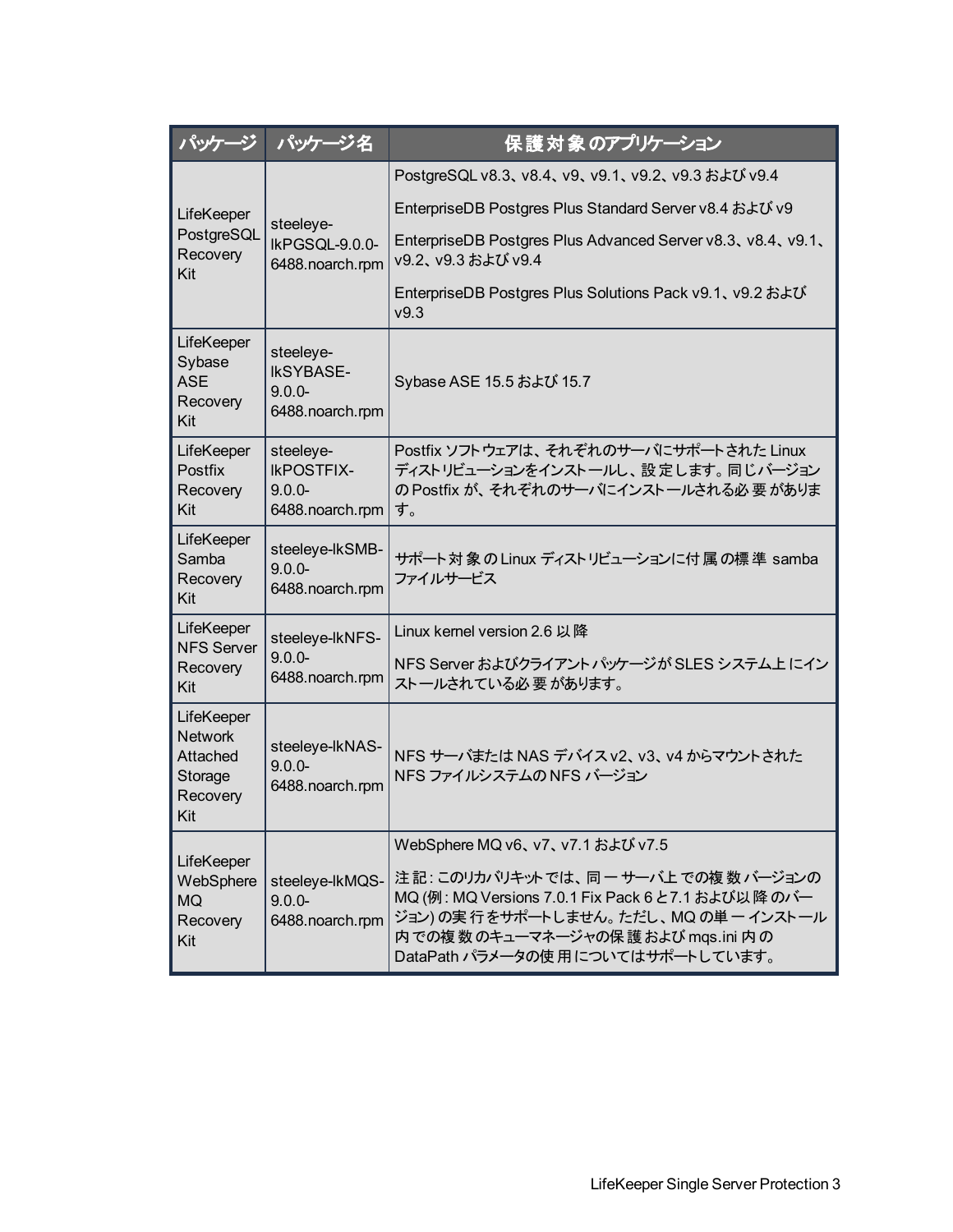| パッケージ | パッケージ名 | 保護対象のアプリケーション |
|---|---|---|
| LifeKeeper PostgreSQL Recovery Kit | steeleye-lkPGSQL-9.0.0-6488.noarch.rpm | PostgreSQL v8.3、v8.4、v9、v9.1、v9.2、v9.3 および v9.4<br><br>EnterpriseDB Postgres Plus Standard Server v8.4 および v9<br><br>EnterpriseDB Postgres Plus Advanced Server v8.3、v8.4、v9.1、v9.2、v9.3 および v9.4<br><br>EnterpriseDB Postgres Plus Solutions Pack v9.1、v9.2 および v9.3 |
| LifeKeeper Sybase ASE Recovery Kit | steeleye-lkSYBASE-9.0.0-6488.noarch.rpm | Sybase ASE 15.5 および 15.7 |
| LifeKeeper Postfix Recovery Kit | steeleye-lkPOSTFIX-9.0.0-6488.noarch.rpm | Postfix ソフトウェアは、それぞれのサーバにサポートされた Linux ディストリビューションをインストールし、設定します。同じバージョンの Postfix が、それぞれのサーバにインストールされる必要があります。 |
| LifeKeeper Samba Recovery Kit | steeleye-lkSMB-9.0.0-6488.noarch.rpm | サポート対象の Linux ディストリビューションに付属の標準 samba ファイルサービス |
| LifeKeeper NFS Server Recovery Kit | steeleye-lkNFS-9.0.0-6488.noarch.rpm | Linux kernel version 2.6 以降<br><br>NFS Server およびクライアントパッケージが SLES システム上にインストールされている必要があります。 |
| LifeKeeper Network Attached Storage Recovery Kit | steeleye-lkNAS-9.0.0-6488.noarch.rpm | NFS サーバまたは NAS デバイス v2、v3、v4 からマウントされた NFS ファイルシステムの NFS バージョン |
| LifeKeeper WebSphere MQ Recovery Kit | steeleye-lkMQS-9.0.0-6488.noarch.rpm | WebSphere MQ v6、v7、v7.1 および v7.5<br><br>注記: このリカバリキットでは、同一サーバ上での複数バージョンの MQ (例: MQ Versions 7.0.1 Fix Pack 6 と 7.1 および以降のバージョン) の実行をサポートしません。ただし、MQ の単一インストール内での複数のキューマネージャの保護および mqs.ini 内の DataPath パラメータの使用についてはサポートしています。 |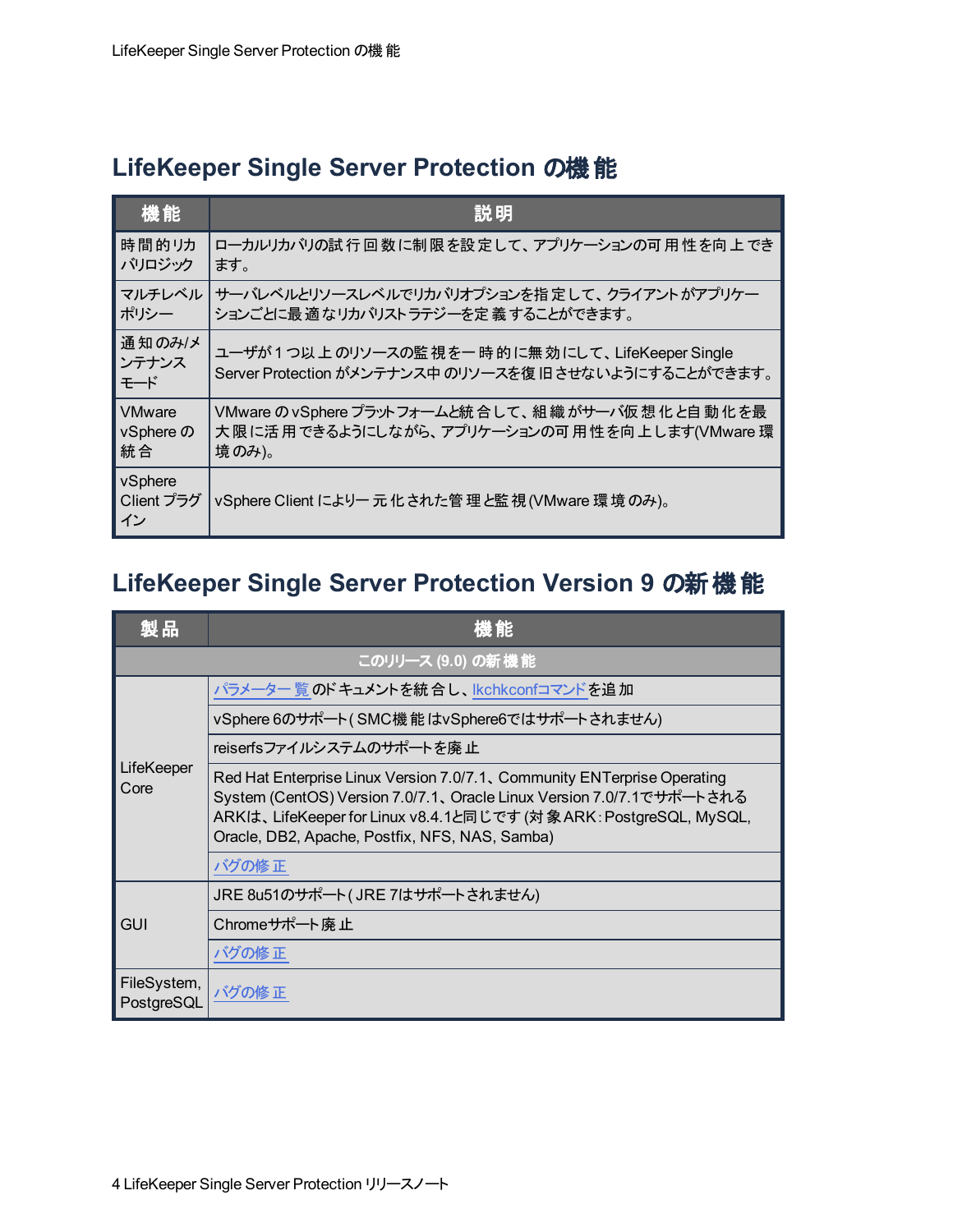## LifeKeeper Single Server Protection の機能

| 機能 | 説明 |
|---|---|
| 時間的リカバリロジック | ローカルリカバリの試行回数に制限を設定して、アプリケーションの可用性を向上できます。 |
| マルチレベルポリシー | サーバレベルとリソースレベルでリカバリオプションを指定して、クライアントがアプリケーションごとに最適なリカバリストラテジーを定義することができます。 |
| 通知のみ/メンテナンスモード | ユーザが１つ以上のリソースの監視を一時的に無効にして、LifeKeeper Single Server Protection がメンテナンス中のリソースを復旧させないようにすることができます。 |
| VMware vSphere の統合 | VMware の vSphere プラットフォームと統合して、組織がサーバ仮想化と自動化を最大限に活用できるようにしながら、アプリケーションの可用性を向上します(VMware 環境のみ)。 |
| vSphere Client プラグイン | vSphere Client により一元化された管理と監視(VMware 環境のみ)。 |

## LifeKeeper Single Server Protection Version 9 の新機能

| 製品 | 機能 |
|---|---|
| **このリリース (9.0) の新機能** | |
| LifeKeeper Core | パラメーター覧のドキュメントを統合し、lkchkconfコマンドを追加 |
| | vSphere 6のサポート( SMC機能はvSphere6ではサポートされません) |
| | reiserfsファイルシステムのサポートを廃止 |
| | Red Hat Enterprise Linux Version 7.0/7.1、Community ENTerprise Operating System (CentOS) Version 7.0/7.1、Oracle Linux Version 7.0/7.1でサポートされるARKは、LifeKeeper for Linux v8.4.1と同じです (対象ARK: PostgreSQL, MySQL, Oracle, DB2, Apache, Postfix, NFS, NAS, Samba) |
| | バグの修正 |
| GUI | JRE 8u51のサポート( JRE 7はサポートされません) |
| | Chromeサポート廃止 |
| | バグの修正 |
| FileSystem, PostgreSQL | バグの修正 |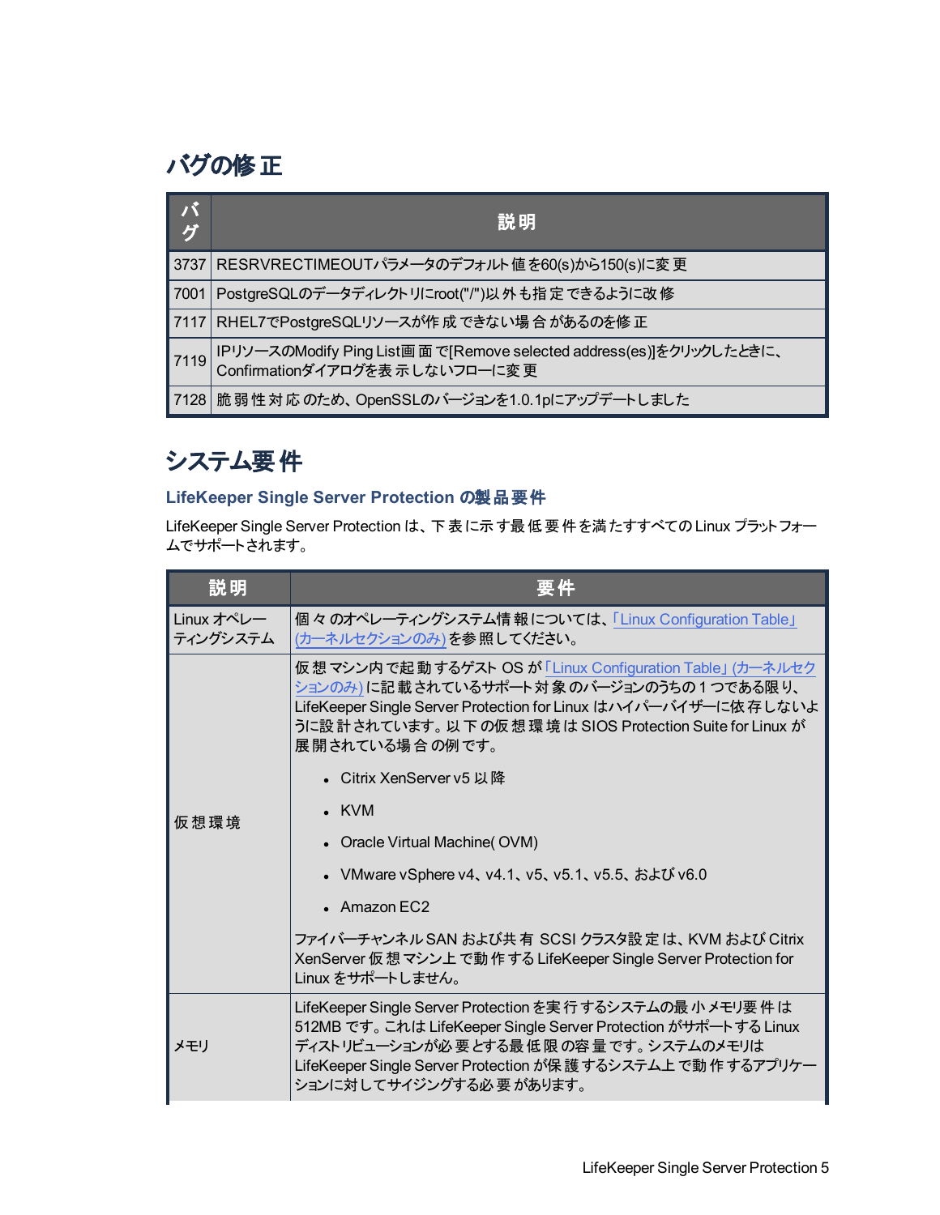## バグの修正

| バグ | 説明 |
|---|---|
| 3737 | RESRVRECTIMEOUTパラメータのデフォルト値を60(s)から150(s)に変更 |
| 7001 | PostgreSQLのデータディレクトリにroot("/")以外も指定できるように改修 |
| 7117 | RHEL7でPostgreSQLリソースが作成できない場合があるのを修正 |
| 7119 | IPリソースのModify Ping List画面で[Remove selected address(es)]をクリックしたときに、Confirmationダイアログを表示しないフローに変更 |
| 7128 | 脆弱性対応のため、OpenSSLのバージョンを1.0.1pにアップデートしました |

## システム要件

### LifeKeeper Single Server Protection の製品要件

LifeKeeper Single Server Protection は、下表に示す最低要件を満たすすべての Linux プラットフォームでサポートされます。

| 説明 | 要件 |
|---|---|
| Linux オペレーティングシステム | 個々のオペレーティングシステム情報については、「Linux Configuration Table」(カーネルセクションのみ) を参照してください。 |
| 仮想環境 | 仮想マシン内で起動するゲスト OS が「Linux Configuration Table」(カーネルセクションのみ) に記載されているサポート対象のバージョンのうちの 1 つである限り、LifeKeeper Single Server Protection for Linux はハイパーバイザーに依存しないように設計されています。以下の仮想環境は SIOS Protection Suite for Linux が展開されている場合の例です。<br>• Citrix XenServer v5 以降<br>• KVM<br>• Oracle Virtual Machine( OVM)<br>• VMware vSphere v4、v4.1、v5、v5.1、v5.5、および v6.0<br>• Amazon EC2<br>ファイバーチャンネル SAN および共有 SCSI クラスタ設定は、KVM および Citrix XenServer 仮想マシン上で動作する LifeKeeper Single Server Protection for Linux をサポートしません。 |
| メモリ | LifeKeeper Single Server Protection を実行するシステムの最小メモリ要件は 512MB です。これは LifeKeeper Single Server Protection がサポートする Linux ディストリビューションが必要とする最低限の容量です。システムのメモリは LifeKeeper Single Server Protection が保護するシステム上で動作するアプリケーションに対してサイジングする必要があります。 |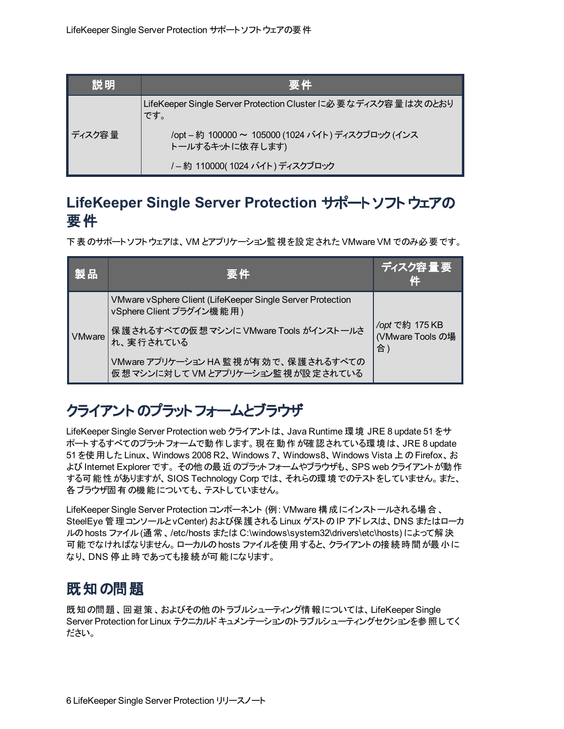| 説明 | 要件 |
|---|---|
| ディスク容量 | LifeKeeper Single Server Protection Cluster に必要なディスク容量は次のとおりです。<br><br>/opt – 約 100000 ～ 105000 (1024 バイト) ディスクブロック (インストールするキットに依存します)<br><br>/ – 約 110000( 1024 バイト) ディスクブロック |

## LifeKeeper Single Server Protection サポートソフトウェアの要件

下表のサポートソフトウェアは、VM とアプリケーション監視を設定された VMware VM でのみ必要です。

| 製品 | 要件 | ディスク容量要件 |
|---|---|---|
| VMware | VMware vSphere Client (LifeKeeper Single Server Protection vSphere Client プラグイン機能用)<br><br>保護されるすべての仮想マシンに VMware Tools がインストールされ、実行されている<br><br>VMware アプリケーション HA 監視が有効で、保護されるすべての仮想マシンに対して VM とアプリケーション監視が設定されている | */opt* で約 175 KB (VMware Tools の場合) |

## クライアントのプラットフォームとブラウザ

LifeKeeper Single Server Protection web クライアントは、Java Runtime 環境 JRE 8 update 51 をサポートするすべてのプラットフォームで動作します。現在動作が確認されている環境は、JRE 8 update 51 を使用した Linux、Windows 2008 R2、Windows 7、Windows8、Windows Vista 上の Firefox、および Internet Explorer です。その他の最近のプラットフォームやブラウザも、SPS web クライアントが動作する可能性がありますが、SIOS Technology Corp では、それらの環境でのテストをしていません。また、各ブラウザ固有の機能についても、テストしていません。

LifeKeeper Single Server Protection コンポーネント (例: VMware 構成にインストールされる場合、SteelEye 管理コンソールと vCenter) および保護される Linux ゲストの IP アドレスは、DNS またはローカルの hosts ファイル (通常、/etc/hosts または C:\windows\system32\drivers\etc\hosts) によって解決可能でなければなりません。ローカルの hosts ファイルを使用すると、クライアントの接続時間が最小になり、DNS 停止時であっても接続が可能になります。

## 既知の問題

既知の問題、回避策、およびその他のトラブルシューティング情報については、LifeKeeper Single Server Protection for Linux テクニカルドキュメンテーションのトラブルシューティングセクションを参照してください。